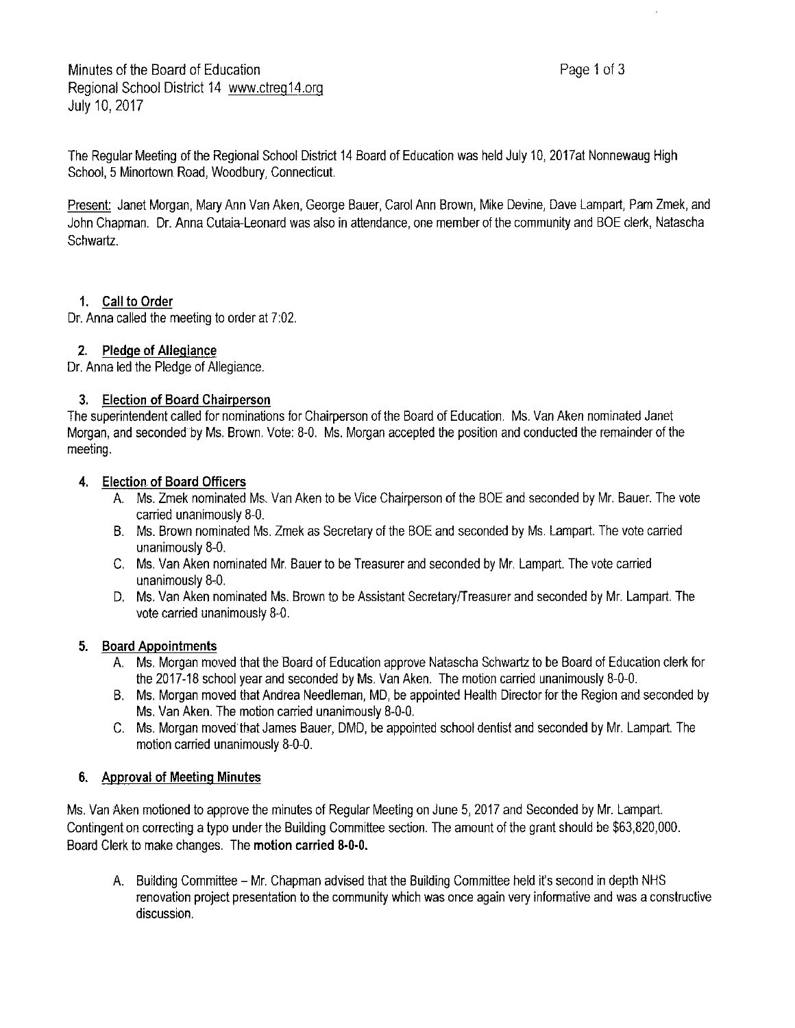Minutes of the Board of Education
Regional School District 14 www.ctreg14.org
July 10, 2017

The Regular Meeting of the Regional School District 14 Board of Education was held July 10, 2017at Nonnewaug High School, 5 Minortown Road, Woodbury, Connecticut.

Present: Janet Morgan, Mary Ann Van Aken, George Bauer, Carol Ann Brown, Mike Devine, Dave Lampart, Pam Zmek, and John Chapman. Dr. Anna Cutaia-Leonard was also in attendance, one member of the community and BOE clerk, Natascha Schwartz.

1. **Call to Order**

Dr. Anna called the meeting to order at 7:02.

2. **Pledge of Allegiance**

Dr. Anna led the Pledge of Allegiance.

3. **Election of Board Chairperson**

The superintendent called for nominations for Chairperson of the Board of Education. Ms. Van Aken nominated Janet Morgan, and seconded by Ms. Brown. Vote: 8-0. Ms. Morgan accepted the position and conducted the remainder of the meeting.

4. **Election of Board Officers**
   A. Ms. Zmek nominated Ms. Van Aken to be Vice Chairperson of the BOE and seconded by Mr. Bauer. The vote carried unanimously 8-0.
   B. Ms. Brown nominated Ms. Zmek as Secretary of the BOE and seconded by Ms. Lampart. The vote carried unanimously 8-0.
   C. Ms. Van Aken nominated Mr. Bauer to be Treasurer and seconded by Mr. Lampart. The vote carried unanimously 8-0.
   D. Ms. Van Aken nominated Ms. Brown to be Assistant Secretary/Treasurer and seconded by Mr. Lampart. The vote carried unanimously 8-0.

5. **Board Appointments**
   A. Ms. Morgan moved that the Board of Education approve Natascha Schwartz to be Board of Education clerk for the 2017-18 school year and seconded by Ms. Van Aken. The motion carried unanimously 8-0-0.
   B. Ms. Morgan moved that Andrea Needleman, MD, be appointed Health Director for the Region and seconded by Ms. Van Aken. The motion carried unanimously 8-0-0.
   C. Ms. Morgan moved that James Bauer, DMD, be appointed school dentist and seconded by Mr. Lampart. The motion carried unanimously 8-0-0.

6. **Approval of Meeting Minutes**

Ms. Van Aken motioned to approve the minutes of Regular Meeting on June 5, 2017 and Seconded by Mr. Lampart. Contingent on correcting a typo under the Building Committee section. The amount of the grant should be $63,820,000. Board Clerk to make changes. The **motion carried 8-0-0.**

   A. Building Committee – Mr. Chapman advised that the Building Committee held it's second in depth NHS renovation project presentation to the community which was once again very informative and was a constructive discussion.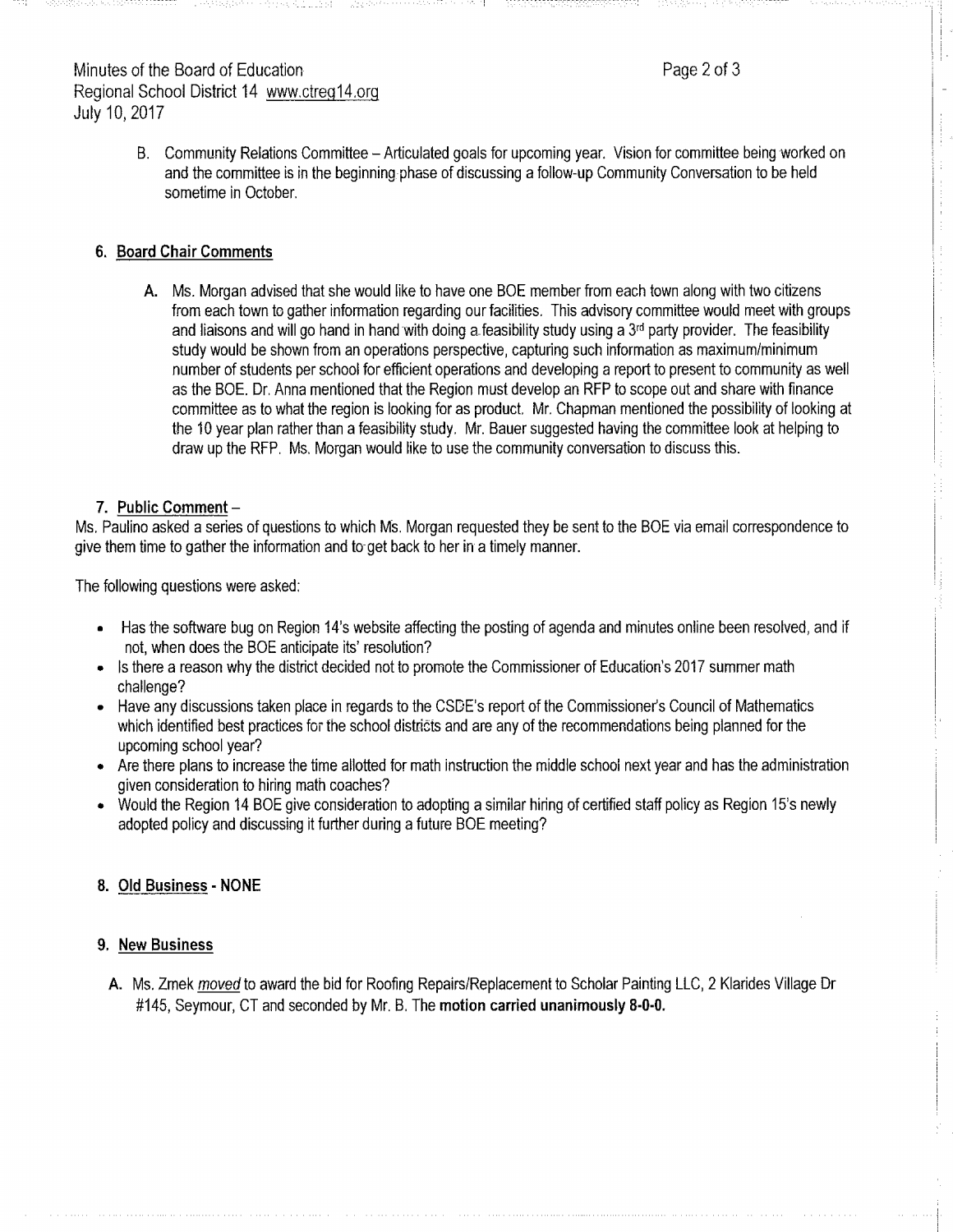B. Community Relations Committee – Articulated goals for upcoming year. Vision for committee being worked on and the committee is in the beginning phase of discussing a follow-up Community Conversation to be held sometime in October.

6. **Board Chair Comments**

   **A.** Ms. Morgan advised that she would like to have one BOE member from each town along with two citizens from each town to gather information regarding our facilities. This advisory committee would meet with groups and liaisons and will go hand in hand with doing a feasibility study using a 3rd party provider. The feasibility study would be shown from an operations perspective, capturing such information as maximum/minimum number of students per school for efficient operations and developing a report to present to community as well as the BOE. Dr. Anna mentioned that the Region must develop an RFP to scope out and share with finance committee as to what the region is looking for as product. Mr. Chapman mentioned the possibility of looking at the 10 year plan rather than a feasibility study. Mr. Bauer suggested having the committee look at helping to draw up the RFP. Ms. Morgan would like to use the community conversation to discuss this.

7. **Public Comment** –

Ms. Paulino asked a series of questions to which Ms. Morgan requested they be sent to the BOE via email correspondence to give them time to gather the information and to get back to her in a timely manner.

The following questions were asked:

- Has the software bug on Region 14's website affecting the posting of agenda and minutes online been resolved, and if not, when does the BOE anticipate its' resolution?
- Is there a reason why the district decided not to promote the Commissioner of Education's 2017 summer math challenge?
- Have any discussions taken place in regards to the CSDE's report of the Commissioner's Council of Mathematics which identified best practices for the school districts and are any of the recommendations being planned for the upcoming school year?
- Are there plans to increase the time allotted for math instruction the middle school next year and has the administration given consideration to hiring math coaches?
- Would the Region 14 BOE give consideration to adopting a similar hiring of certified staff policy as Region 15's newly adopted policy and discussing it further during a future BOE meeting?

8. **Old Business - NONE**

9. **New Business**

   **A.** Ms. Zmek *moved* to award the bid for Roofing Repairs/Replacement to Scholar Painting LLC, 2 Klarides Village Dr #145, Seymour, CT and seconded by Mr. B. The **motion carried unanimously 8-0-0.**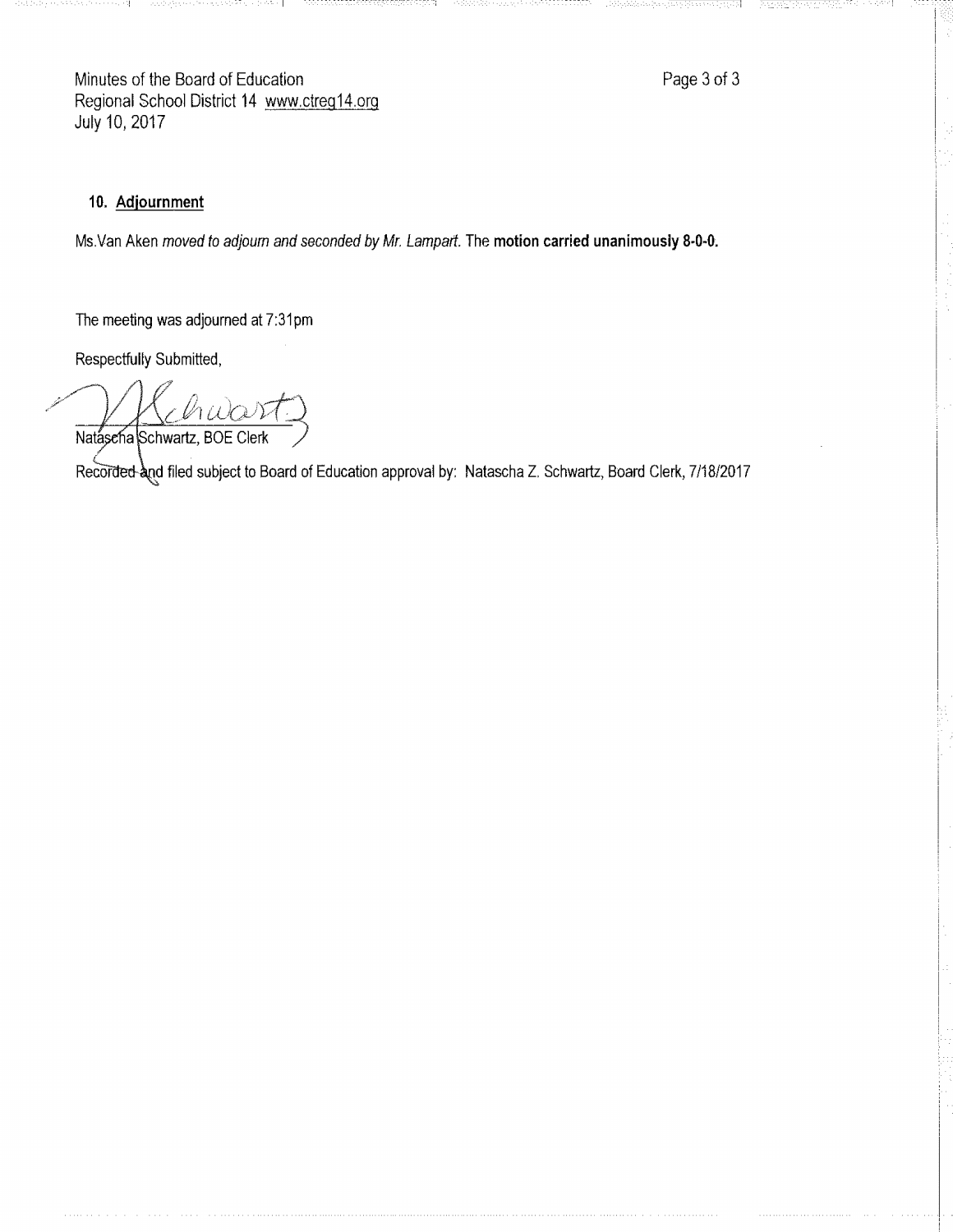## 10. Adjournment

Ms.Van Aken *moved to adjourn and seconded by Mr. Lampart.* The **motion carried unanimously 8-0-0.**

The meeting was adjourned at 7:31pm

Respectfully Submitted,

Natascha Schwartz, BOE Clerk

Recorded and filed subject to Board of Education approval by: Natascha Z. Schwartz, Board Clerk, 7/18/2017